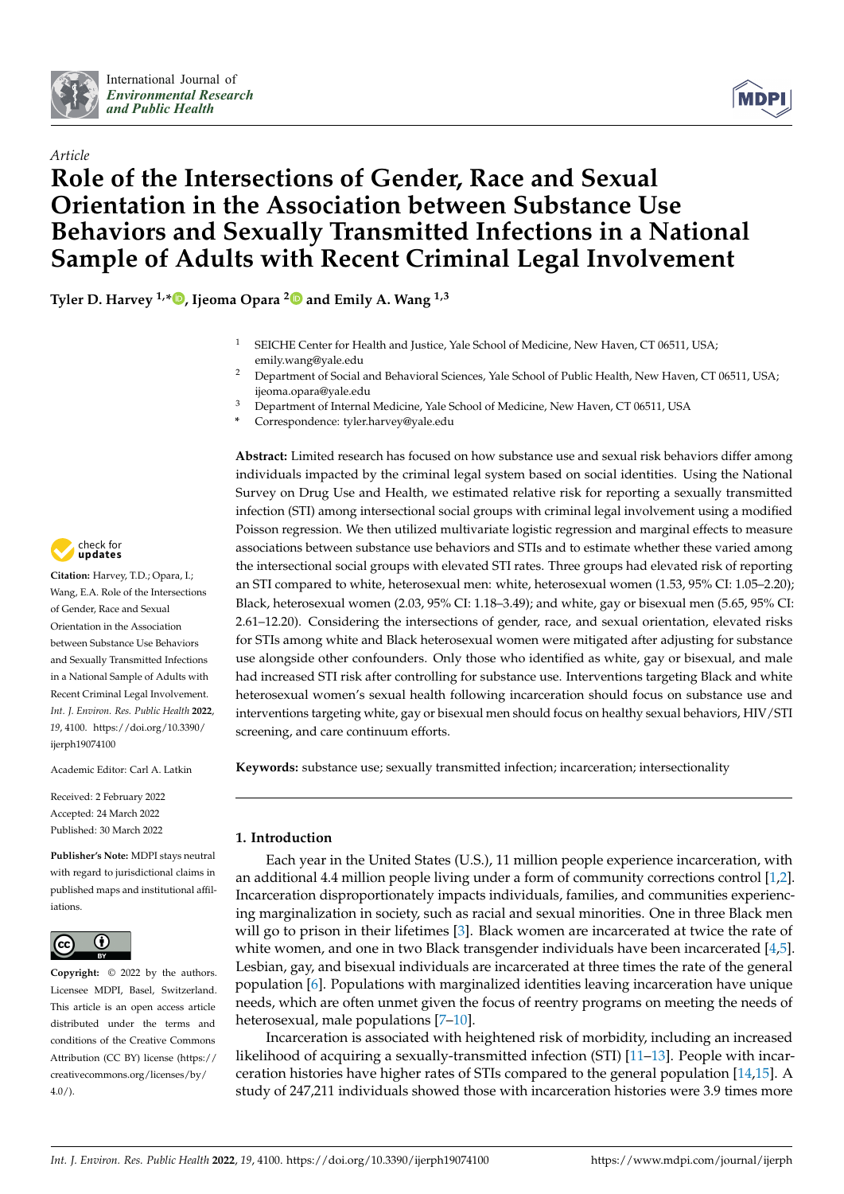*Article*

# Role of the Intersections of Gender, Race and Sexual Orientation in the Association between Substance Use Behaviors and Sexually Transmitted Infections in a National Sample of Adults with Recent Criminal Legal Involvement

**Tyler D. Harvey [1,*], Ijeoma Opara [2] and Emily A. Wang [1,3]**

[1] SEICHE Center for Health and Justice, Yale School of Medicine, New Haven, CT 06511, USA; emily.wang@yale.edu

[2] Department of Social and Behavioral Sciences, Yale School of Public Health, New Haven, CT 06511, USA; ijeoma.opara@yale.edu

[3] Department of Internal Medicine, Yale School of Medicine, New Haven, CT 06511, USA

[*] Correspondence: tyler.harvey@yale.edu

**Abstract:** Limited research has focused on how substance use and sexual risk behaviors differ among individuals impacted by the criminal legal system based on social identities. Using the National Survey on Drug Use and Health, we estimated relative risk for reporting a sexually transmitted infection (STI) among intersectional social groups with criminal legal involvement using a modified Poisson regression. We then utilized multivariate logistic regression and marginal effects to measure associations between substance use behaviors and STIs and to estimate whether these varied among the intersectional social groups with elevated STI rates. Three groups had elevated risk of reporting an STI compared to white, heterosexual men: white, heterosexual women (1.53, 95% CI: 1.05–2.20); Black, heterosexual women (2.03, 95% CI: 1.18–3.49); and white, gay or bisexual men (5.65, 95% CI: 2.61–12.20). Considering the intersections of gender, race, and sexual orientation, elevated risks for STIs among white and Black heterosexual women were mitigated after adjusting for substance use alongside other confounders. Only those who identified as white, gay or bisexual, and male had increased STI risk after controlling for substance use. Interventions targeting Black and white heterosexual women's sexual health following incarceration should focus on substance use and interventions targeting white, gay or bisexual men should focus on healthy sexual behaviors, HIV/STI screening, and care continuum efforts.

**Keywords:** substance use; sexually transmitted infection; incarceration; intersectionality

**Citation:** Harvey, T.D.; Opara, I.; Wang, E.A. Role of the Intersections of Gender, Race and Sexual Orientation in the Association between Substance Use Behaviors and Sexually Transmitted Infections in a National Sample of Adults with Recent Criminal Legal Involvement. *Int. J. Environ. Res. Public Health* **2022**, *19*, 4100. https://doi.org/10.3390/ijerph19074100

Academic Editor: Carl A. Latkin

Received: 2 February 2022
Accepted: 24 March 2022
Published: 30 March 2022

**Publisher's Note:** MDPI stays neutral with regard to jurisdictional claims in published maps and institutional affiliations.

**Copyright:** © 2022 by the authors. Licensee MDPI, Basel, Switzerland. This article is an open access article distributed under the terms and conditions of the Creative Commons Attribution (CC BY) license (https://creativecommons.org/licenses/by/4.0/).

## 1. Introduction

Each year in the United States (U.S.), 11 million people experience incarceration, with an additional 4.4 million people living under a form of community corrections control [1,2]. Incarceration disproportionately impacts individuals, families, and communities experiencing marginalization in society, such as racial and sexual minorities. One in three Black men will go to prison in their lifetimes [3]. Black women are incarcerated at twice the rate of white women, and one in two Black transgender individuals have been incarcerated [4,5]. Lesbian, gay, and bisexual individuals are incarcerated at three times the rate of the general population [6]. Populations with marginalized identities leaving incarceration have unique needs, which are often unmet given the focus of reentry programs on meeting the needs of heterosexual, male populations [7–10].

Incarceration is associated with heightened risk of morbidity, including an increased likelihood of acquiring a sexually-transmitted infection (STI) [11–13]. People with incarceration histories have higher rates of STIs compared to the general population [14,15]. A study of 247,211 individuals showed those with incarceration histories were 3.9 times more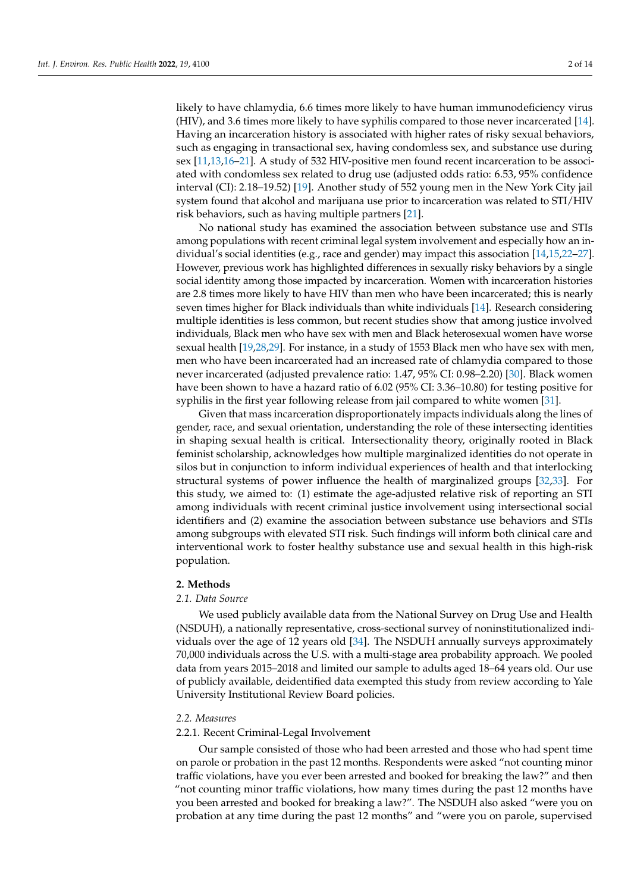likely to have chlamydia, 6.6 times more likely to have human immunodeficiency virus (HIV), and 3.6 times more likely to have syphilis compared to those never incarcerated [14]. Having an incarceration history is associated with higher rates of risky sexual behaviors, such as engaging in transactional sex, having condomless sex, and substance use during sex [11,13,16–21]. A study of 532 HIV-positive men found recent incarceration to be associated with condomless sex related to drug use (adjusted odds ratio: 6.53, 95% confidence interval (CI): 2.18–19.52) [19]. Another study of 552 young men in the New York City jail system found that alcohol and marijuana use prior to incarceration was related to STI/HIV risk behaviors, such as having multiple partners [21].

No national study has examined the association between substance use and STIs among populations with recent criminal legal system involvement and especially how an individual's social identities (e.g., race and gender) may impact this association [14,15,22–27]. However, previous work has highlighted differences in sexually risky behaviors by a single social identity among those impacted by incarceration. Women with incarceration histories are 2.8 times more likely to have HIV than men who have been incarcerated; this is nearly seven times higher for Black individuals than white individuals [14]. Research considering multiple identities is less common, but recent studies show that among justice involved individuals, Black men who have sex with men and Black heterosexual women have worse sexual health [19,28,29]. For instance, in a study of 1553 Black men who have sex with men, men who have been incarcerated had an increased rate of chlamydia compared to those never incarcerated (adjusted prevalence ratio: 1.47, 95% CI: 0.98–2.20) [30]. Black women have been shown to have a hazard ratio of 6.02 (95% CI: 3.36–10.80) for testing positive for syphilis in the first year following release from jail compared to white women [31].

Given that mass incarceration disproportionately impacts individuals along the lines of gender, race, and sexual orientation, understanding the role of these intersecting identities in shaping sexual health is critical. Intersectionality theory, originally rooted in Black feminist scholarship, acknowledges how multiple marginalized identities do not operate in silos but in conjunction to inform individual experiences of health and that interlocking structural systems of power influence the health of marginalized groups [32,33]. For this study, we aimed to: (1) estimate the age-adjusted relative risk of reporting an STI among individuals with recent criminal justice involvement using intersectional social identifiers and (2) examine the association between substance use behaviors and STIs among subgroups with elevated STI risk. Such findings will inform both clinical care and interventional work to foster healthy substance use and sexual health in this high-risk population.

## 2. Methods

### 2.1. Data Source

We used publicly available data from the National Survey on Drug Use and Health (NSDUH), a nationally representative, cross-sectional survey of noninstitutionalized individuals over the age of 12 years old [34]. The NSDUH annually surveys approximately 70,000 individuals across the U.S. with a multi-stage area probability approach. We pooled data from years 2015–2018 and limited our sample to adults aged 18–64 years old. Our use of publicly available, deidentified data exempted this study from review according to Yale University Institutional Review Board policies.

### 2.2. Measures

#### 2.2.1. Recent Criminal-Legal Involvement

Our sample consisted of those who had been arrested and those who had spent time on parole or probation in the past 12 months. Respondents were asked "not counting minor traffic violations, have you ever been arrested and booked for breaking the law?" and then "not counting minor traffic violations, how many times during the past 12 months have you been arrested and booked for breaking a law?". The NSDUH also asked "were you on probation at any time during the past 12 months" and "were you on parole, supervised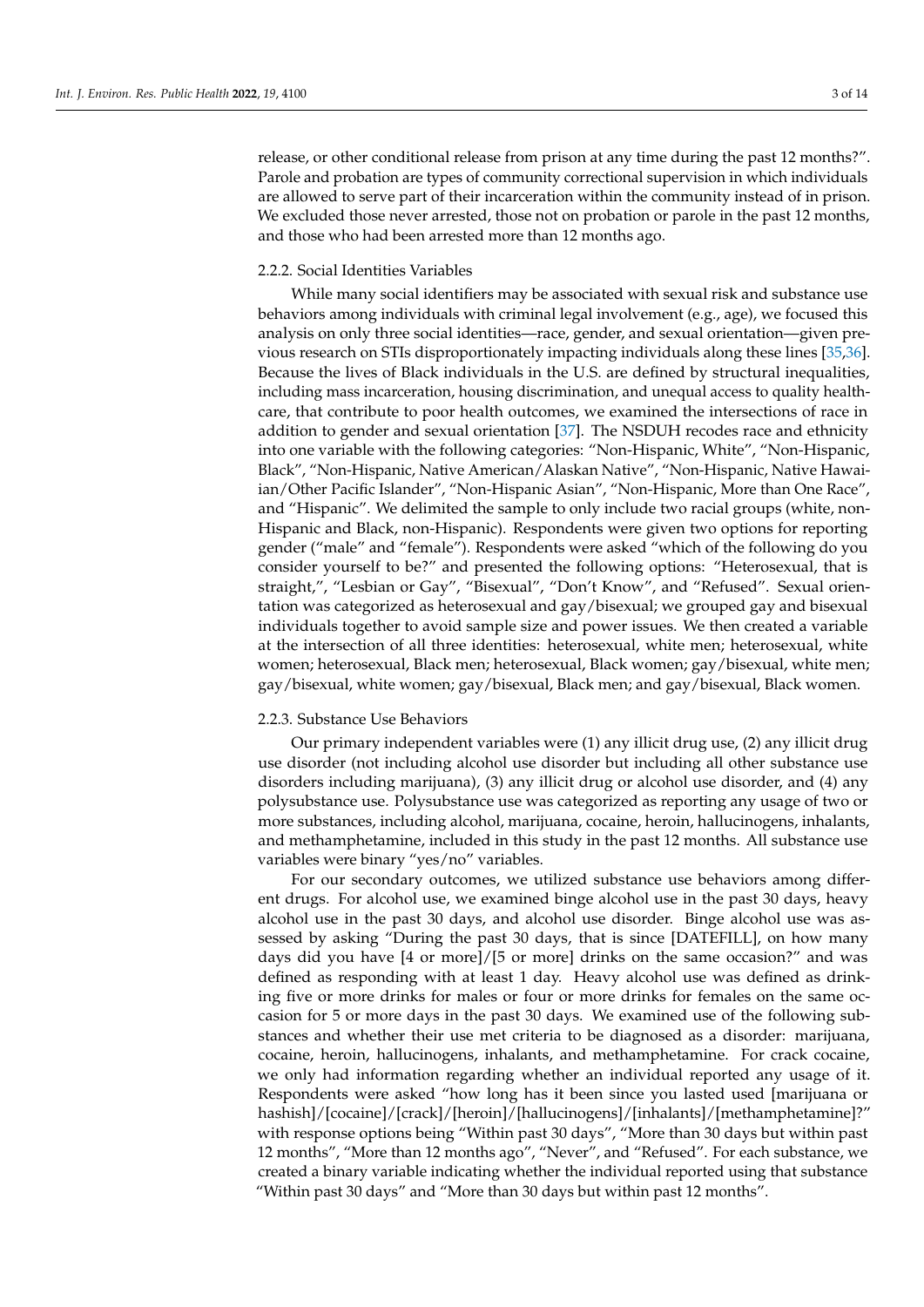release, or other conditional release from prison at any time during the past 12 months?". Parole and probation are types of community correctional supervision in which individuals are allowed to serve part of their incarceration within the community instead of in prison. We excluded those never arrested, those not on probation or parole in the past 12 months, and those who had been arrested more than 12 months ago.

#### 2.2.2. Social Identities Variables

While many social identifiers may be associated with sexual risk and substance use behaviors among individuals with criminal legal involvement (e.g., age), we focused this analysis on only three social identities—race, gender, and sexual orientation—given previous research on STIs disproportionately impacting individuals along these lines [35,36]. Because the lives of Black individuals in the U.S. are defined by structural inequalities, including mass incarceration, housing discrimination, and unequal access to quality healthcare, that contribute to poor health outcomes, we examined the intersections of race in addition to gender and sexual orientation [37]. The NSDUH recodes race and ethnicity into one variable with the following categories: "Non-Hispanic, White", "Non-Hispanic, Black", "Non-Hispanic, Native American/Alaskan Native", "Non-Hispanic, Native Hawaiian/Other Pacific Islander", "Non-Hispanic Asian", "Non-Hispanic, More than One Race", and "Hispanic". We delimited the sample to only include two racial groups (white, non-Hispanic and Black, non-Hispanic). Respondents were given two options for reporting gender ("male" and "female"). Respondents were asked "which of the following do you consider yourself to be?" and presented the following options: "Heterosexual, that is straight,", "Lesbian or Gay", "Bisexual", "Don't Know", and "Refused". Sexual orientation was categorized as heterosexual and gay/bisexual; we grouped gay and bisexual individuals together to avoid sample size and power issues. We then created a variable at the intersection of all three identities: heterosexual, white men; heterosexual, white women; heterosexual, Black men; heterosexual, Black women; gay/bisexual, white men; gay/bisexual, white women; gay/bisexual, Black men; and gay/bisexual, Black women.

#### 2.2.3. Substance Use Behaviors

Our primary independent variables were (1) any illicit drug use, (2) any illicit drug use disorder (not including alcohol use disorder but including all other substance use disorders including marijuana), (3) any illicit drug or alcohol use disorder, and (4) any polysubstance use. Polysubstance use was categorized as reporting any usage of two or more substances, including alcohol, marijuana, cocaine, heroin, hallucinogens, inhalants, and methamphetamine, included in this study in the past 12 months. All substance use variables were binary "yes/no" variables.

For our secondary outcomes, we utilized substance use behaviors among different drugs. For alcohol use, we examined binge alcohol use in the past 30 days, heavy alcohol use in the past 30 days, and alcohol use disorder. Binge alcohol use was assessed by asking "During the past 30 days, that is since [DATEFILL], on how many days did you have [4 or more]/[5 or more] drinks on the same occasion?" and was defined as responding with at least 1 day. Heavy alcohol use was defined as drinking five or more drinks for males or four or more drinks for females on the same occasion for 5 or more days in the past 30 days. We examined use of the following substances and whether their use met criteria to be diagnosed as a disorder: marijuana, cocaine, heroin, hallucinogens, inhalants, and methamphetamine. For crack cocaine, we only had information regarding whether an individual reported any usage of it. Respondents were asked "how long has it been since you lasted used [marijuana or hashish]/[cocaine]/[crack]/[heroin]/[hallucinogens]/[inhalants]/[methamphetamine]?" with response options being "Within past 30 days", "More than 30 days but within past 12 months", "More than 12 months ago", "Never", and "Refused". For each substance, we created a binary variable indicating whether the individual reported using that substance "Within past 30 days" and "More than 30 days but within past 12 months".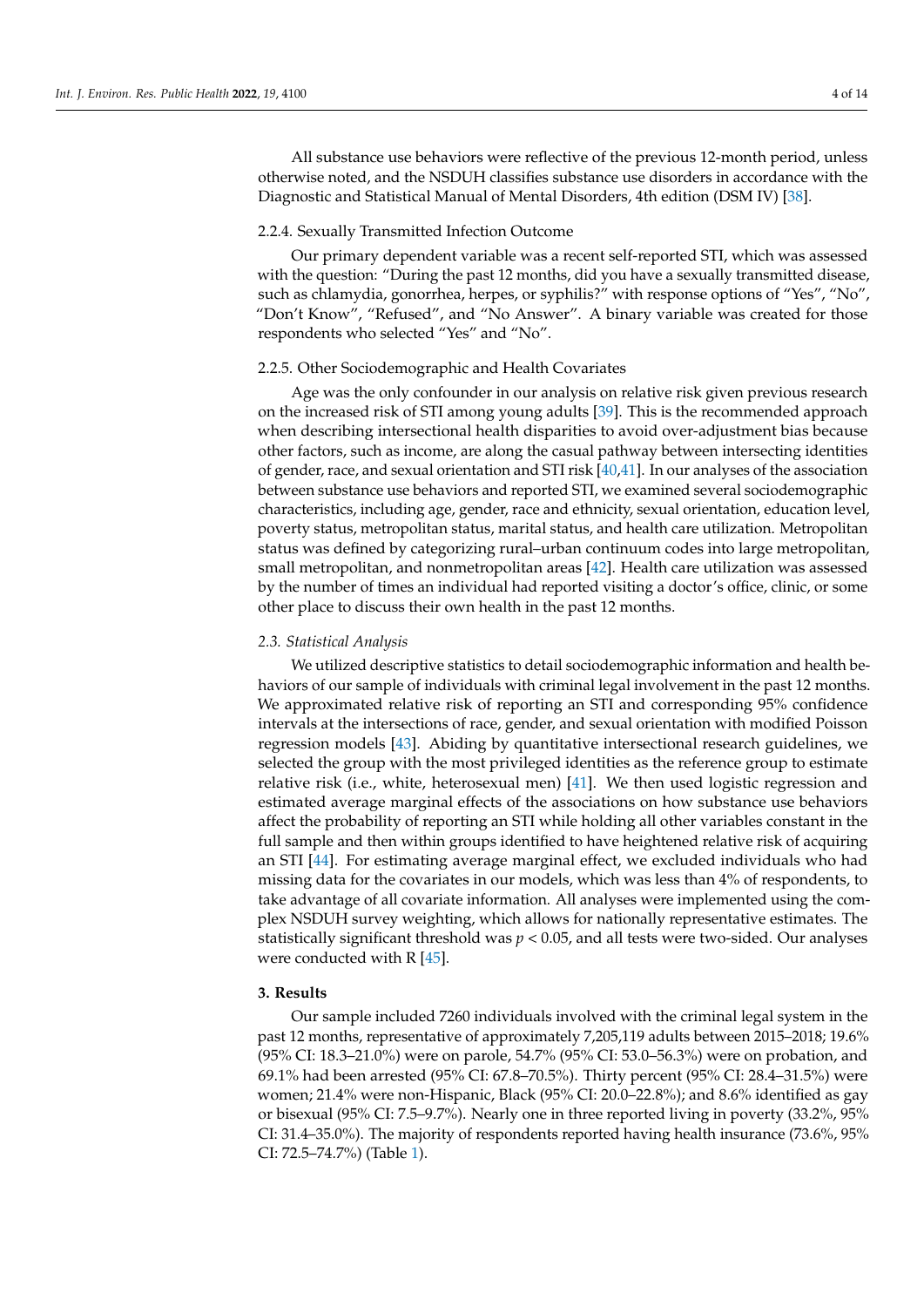All substance use behaviors were reflective of the previous 12-month period, unless otherwise noted, and the NSDUH classifies substance use disorders in accordance with the Diagnostic and Statistical Manual of Mental Disorders, 4th edition (DSM IV) [38].

#### 2.2.4. Sexually Transmitted Infection Outcome

Our primary dependent variable was a recent self-reported STI, which was assessed with the question: "During the past 12 months, did you have a sexually transmitted disease, such as chlamydia, gonorrhea, herpes, or syphilis?" with response options of "Yes", "No", "Don't Know", "Refused", and "No Answer". A binary variable was created for those respondents who selected "Yes" and "No".

#### 2.2.5. Other Sociodemographic and Health Covariates

Age was the only confounder in our analysis on relative risk given previous research on the increased risk of STI among young adults [39]. This is the recommended approach when describing intersectional health disparities to avoid over-adjustment bias because other factors, such as income, are along the casual pathway between intersecting identities of gender, race, and sexual orientation and STI risk [40,41]. In our analyses of the association between substance use behaviors and reported STI, we examined several sociodemographic characteristics, including age, gender, race and ethnicity, sexual orientation, education level, poverty status, metropolitan status, marital status, and health care utilization. Metropolitan status was defined by categorizing rural–urban continuum codes into large metropolitan, small metropolitan, and nonmetropolitan areas [42]. Health care utilization was assessed by the number of times an individual had reported visiting a doctor's office, clinic, or some other place to discuss their own health in the past 12 months.

### *2.3. Statistical Analysis*

We utilized descriptive statistics to detail sociodemographic information and health behaviors of our sample of individuals with criminal legal involvement in the past 12 months. We approximated relative risk of reporting an STI and corresponding 95% confidence intervals at the intersections of race, gender, and sexual orientation with modified Poisson regression models [43]. Abiding by quantitative intersectional research guidelines, we selected the group with the most privileged identities as the reference group to estimate relative risk (i.e., white, heterosexual men) [41]. We then used logistic regression and estimated average marginal effects of the associations on how substance use behaviors affect the probability of reporting an STI while holding all other variables constant in the full sample and then within groups identified to have heightened relative risk of acquiring an STI [44]. For estimating average marginal effect, we excluded individuals who had missing data for the covariates in our models, which was less than 4% of respondents, to take advantage of all covariate information. All analyses were implemented using the complex NSDUH survey weighting, which allows for nationally representative estimates. The statistically significant threshold was $p < 0.05$, and all tests were two-sided. Our analyses were conducted with R [45].

## 3. Results

Our sample included 7260 individuals involved with the criminal legal system in the past 12 months, representative of approximately 7,205,119 adults between 2015–2018; 19.6% (95% CI: 18.3–21.0%) were on parole, 54.7% (95% CI: 53.0–56.3%) were on probation, and 69.1% had been arrested (95% CI: 67.8–70.5%). Thirty percent (95% CI: 28.4–31.5%) were women; 21.4% were non-Hispanic, Black (95% CI: 20.0–22.8%); and 8.6% identified as gay or bisexual (95% CI: 7.5–9.7%). Nearly one in three reported living in poverty (33.2%, 95% CI: 31.4–35.0%). The majority of respondents reported having health insurance (73.6%, 95% CI: 72.5–74.7%) (Table 1).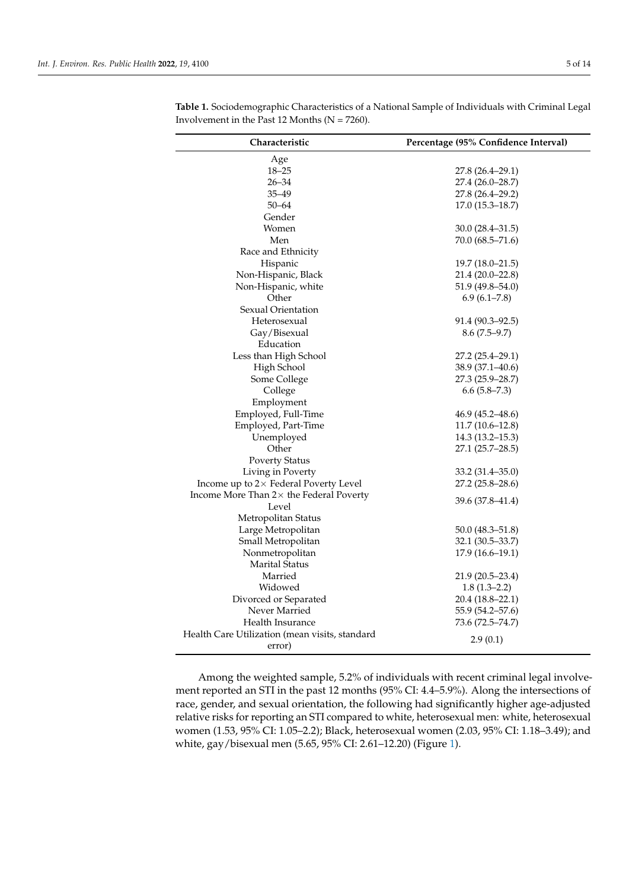**Table 1.** Sociodemographic Characteristics of a National Sample of Individuals with Criminal Legal Involvement in the Past 12 Months (N = 7260).

| Characteristic | Percentage (95% Confidence Interval) |
|---|---|
| Age | |
| 18–25 | 27.8 (26.4–29.1) |
| 26–34 | 27.4 (26.0–28.7) |
| 35–49 | 27.8 (26.4–29.2) |
| 50–64 | 17.0 (15.3–18.7) |
| Gender | |
| Women | 30.0 (28.4–31.5) |
| Men | 70.0 (68.5–71.6) |
| Race and Ethnicity | |
| Hispanic | 19.7 (18.0–21.5) |
| Non-Hispanic, Black | 21.4 (20.0–22.8) |
| Non-Hispanic, white | 51.9 (49.8–54.0) |
| Other | 6.9 (6.1–7.8) |
| Sexual Orientation | |
| Heterosexual | 91.4 (90.3–92.5) |
| Gay/Bisexual | 8.6 (7.5–9.7) |
| Education | |
| Less than High School | 27.2 (25.4–29.1) |
| High School | 38.9 (37.1–40.6) |
| Some College | 27.3 (25.9–28.7) |
| College | 6.6 (5.8–7.3) |
| Employment | |
| Employed, Full-Time | 46.9 (45.2–48.6) |
| Employed, Part-Time | 11.7 (10.6–12.8) |
| Unemployed | 14.3 (13.2–15.3) |
| Other | 27.1 (25.7–28.5) |
| Poverty Status | |
| Living in Poverty | 33.2 (31.4–35.0) |
| Income up to 2× Federal Poverty Level | 27.2 (25.8–28.6) |
| Income More Than 2× the Federal Poverty Level | 39.6 (37.8–41.4) |
| Metropolitan Status | |
| Large Metropolitan | 50.0 (48.3–51.8) |
| Small Metropolitan | 32.1 (30.5–33.7) |
| Nonmetropolitan | 17.9 (16.6–19.1) |
| Marital Status | |
| Married | 21.9 (20.5–23.4) |
| Widowed | 1.8 (1.3–2.2) |
| Divorced or Separated | 20.4 (18.8–22.1) |
| Never Married | 55.9 (54.2–57.6) |
| Health Insurance | 73.6 (72.5–74.7) |
| Health Care Utilization (mean visits, standard error) | 2.9 (0.1) |

Among the weighted sample, 5.2% of individuals with recent criminal legal involvement reported an STI in the past 12 months (95% CI: 4.4–5.9%). Along the intersections of race, gender, and sexual orientation, the following had significantly higher age-adjusted relative risks for reporting an STI compared to white, heterosexual men: white, heterosexual women (1.53, 95% CI: 1.05–2.2); Black, heterosexual women (2.03, 95% CI: 1.18–3.49); and white, gay/bisexual men (5.65, 95% CI: 2.61–12.20) (Figure 1).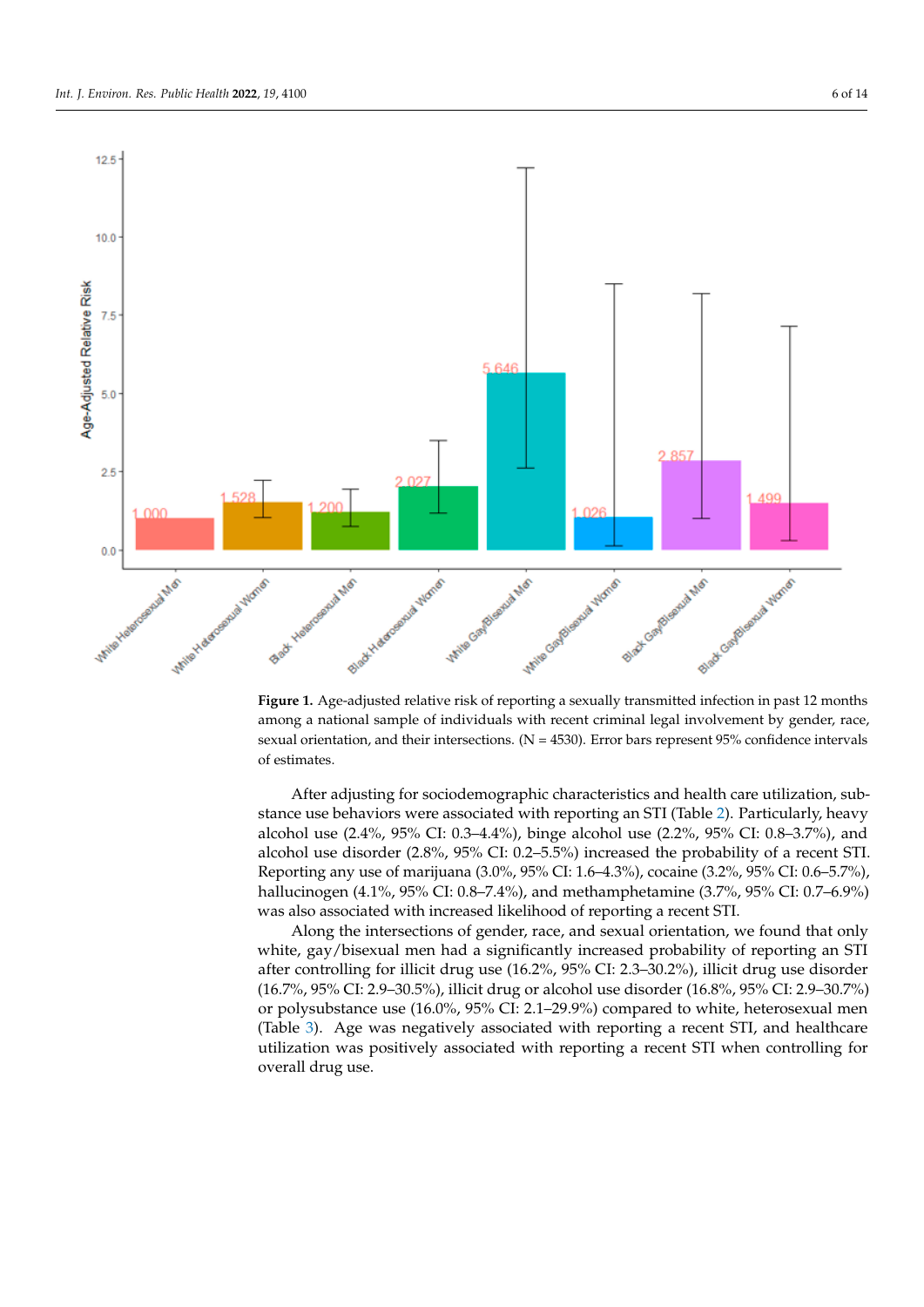**Figure 1.** Age-adjusted relative risk of reporting a sexually transmitted infection in past 12 months among a national sample of individuals with recent criminal legal involvement by gender, race, sexual orientation, and their intersections. (N = 4530). Error bars represent 95% confidence intervals of estimates.

After adjusting for sociodemographic characteristics and health care utilization, substance use behaviors were associated with reporting an STI (Table 2). Particularly, heavy alcohol use (2.4%, 95% CI: 0.3–4.4%), binge alcohol use (2.2%, 95% CI: 0.8–3.7%), and alcohol use disorder (2.8%, 95% CI: 0.2–5.5%) increased the probability of a recent STI. Reporting any use of marijuana (3.0%, 95% CI: 1.6–4.3%), cocaine (3.2%, 95% CI: 0.6–5.7%), hallucinogen (4.1%, 95% CI: 0.8–7.4%), and methamphetamine (3.7%, 95% CI: 0.7–6.9%) was also associated with increased likelihood of reporting a recent STI.

Along the intersections of gender, race, and sexual orientation, we found that only white, gay/bisexual men had a significantly increased probability of reporting an STI after controlling for illicit drug use (16.2%, 95% CI: 2.3–30.2%), illicit drug use disorder (16.7%, 95% CI: 2.9–30.5%), illicit drug or alcohol use disorder (16.8%, 95% CI: 2.9–30.7%) or polysubstance use (16.0%, 95% CI: 2.1–29.9%) compared to white, heterosexual men (Table 3). Age was negatively associated with reporting a recent STI, and healthcare utilization was positively associated with reporting a recent STI when controlling for overall drug use.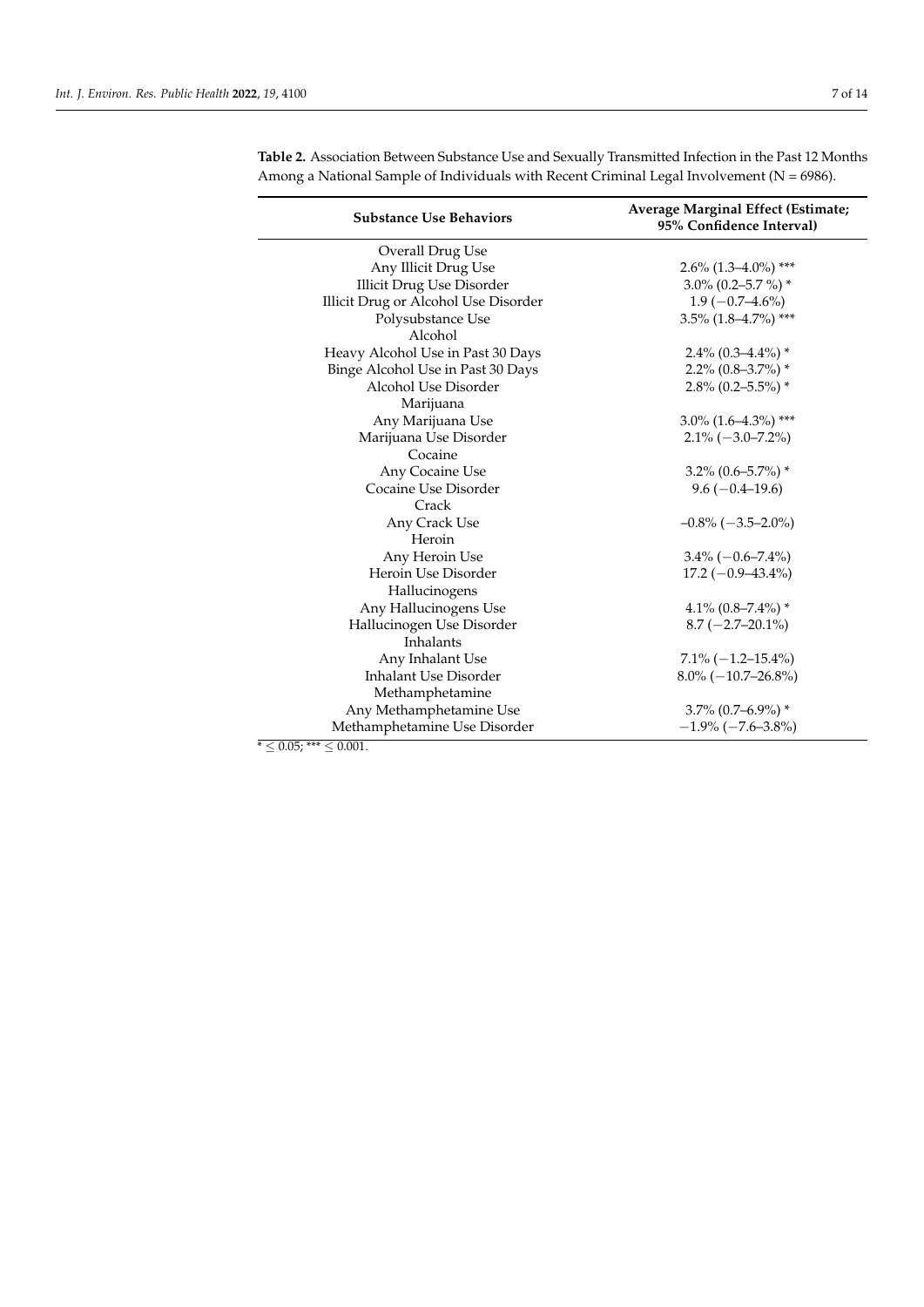**Table 2.** Association Between Substance Use and Sexually Transmitted Infection in the Past 12 Months Among a National Sample of Individuals with Recent Criminal Legal Involvement (N = 6986).

| Substance Use Behaviors | Average Marginal Effect (Estimate; 95% Confidence Interval) |
|---|---|
| Overall Drug Use | |
| Any Illicit Drug Use | 2.6% (1.3–4.0%) *** |
| Illicit Drug Use Disorder | 3.0% (0.2–5.7 %) * |
| Illicit Drug or Alcohol Use Disorder | 1.9 (−0.7–4.6%) |
| Polysubstance Use | 3.5% (1.8–4.7%) *** |
| Alcohol | |
| Heavy Alcohol Use in Past 30 Days | 2.4% (0.3–4.4%) * |
| Binge Alcohol Use in Past 30 Days | 2.2% (0.8–3.7%) * |
| Alcohol Use Disorder | 2.8% (0.2–5.5%) * |
| Marijuana | |
| Any Marijuana Use | 3.0% (1.6–4.3%) *** |
| Marijuana Use Disorder | 2.1% (−3.0–7.2%) |
| Cocaine | |
| Any Cocaine Use | 3.2% (0.6–5.7%) * |
| Cocaine Use Disorder | 9.6 (−0.4–19.6) |
| Crack | |
| Any Crack Use | –0.8% (−3.5–2.0%) |
| Heroin | |
| Any Heroin Use | 3.4% (−0.6–7.4%) |
| Heroin Use Disorder | 17.2 (−0.9–43.4%) |
| Hallucinogens | |
| Any Hallucinogens Use | 4.1% (0.8–7.4%) * |
| Hallucinogen Use Disorder | 8.7 (−2.7–20.1%) |
| Inhalants | |
| Any Inhalant Use | 7.1% (−1.2–15.4%) |
| Inhalant Use Disorder | 8.0% (−10.7–26.8%) |
| Methamphetamine | |
| Any Methamphetamine Use | 3.7% (0.7–6.9%) * |
| Methamphetamine Use Disorder | −1.9% (−7.6–3.8%) |

* ≤ 0.05; *** ≤ 0.001.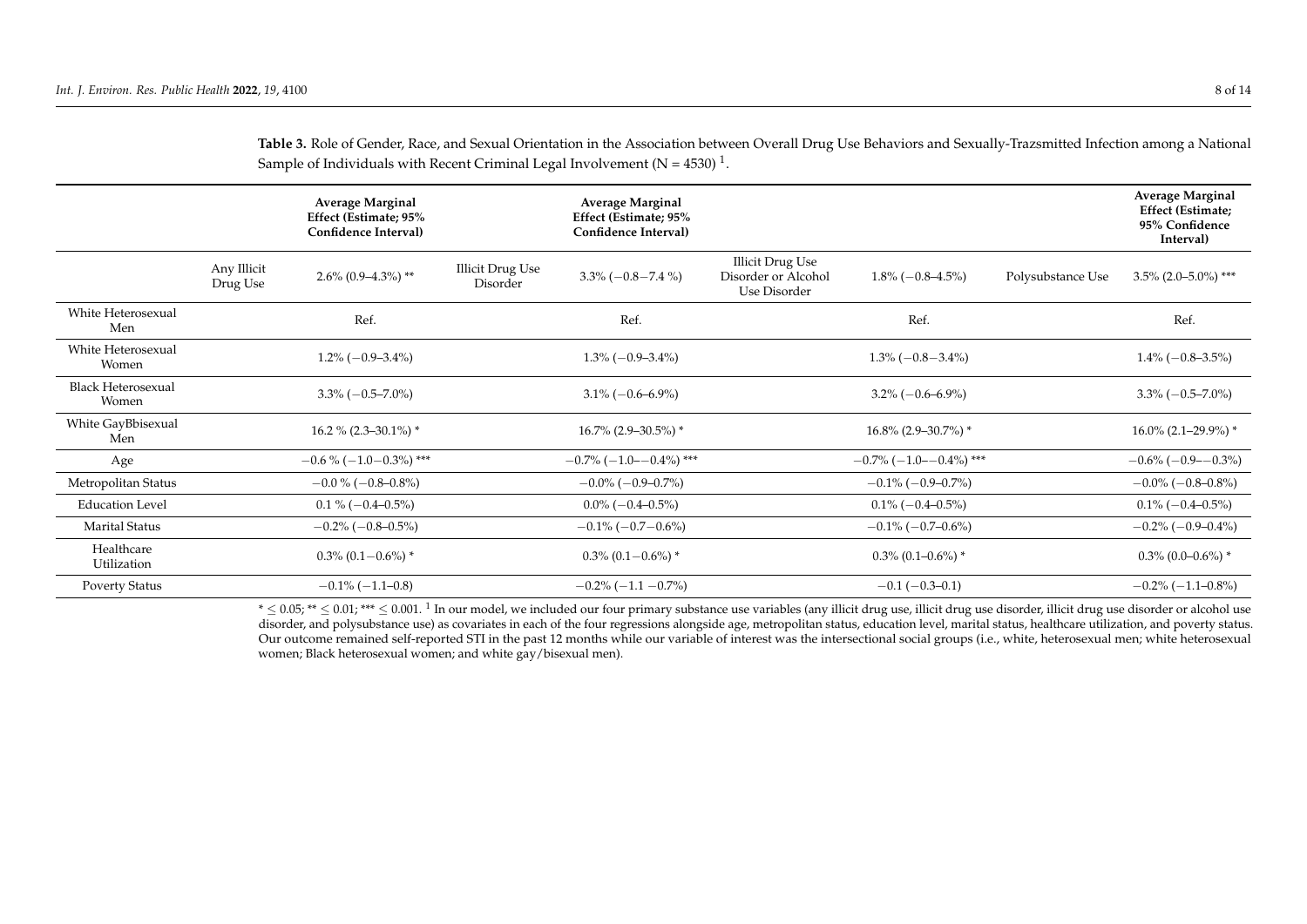**Table 3.** Role of Gender, Race, and Sexual Orientation in the Association between Overall Drug Use Behaviors and Sexually-Trazsmitted Infection among a National Sample of Individuals with Recent Criminal Legal Involvement (N = 4530) [1].

| | | Average Marginal Effect (Estimate; 95% Confidence Interval) | | Average Marginal Effect (Estimate; 95% Confidence Interval) | | | | Average Marginal Effect (Estimate; 95% Confidence Interval) |
|---|---|---|---|---|---|---|---|---|
| | Any Illicit Drug Use | 2.6% (0.9–4.3%) ** | Illicit Drug Use Disorder | 3.3% (−0.8−7.4 %) | Illicit Drug Use Disorder or Alcohol Use Disorder | 1.8% (−0.8–4.5%) | Polysubstance Use | 3.5% (2.0–5.0%) *** |
| White Heterosexual Men | | Ref. | | Ref. | | Ref. | | Ref. |
| White Heterosexual Women | | 1.2% (−0.9–3.4%) | | 1.3% (−0.9–3.4%) | | 1.3% (−0.8−3.4%) | | 1.4% (−0.8–3.5%) |
| Black Heterosexual Women | | 3.3% (−0.5–7.0%) | | 3.1% (−0.6–6.9%) | | 3.2% (−0.6–6.9%) | | 3.3% (−0.5–7.0%) |
| White GayBbisexual Men | | 16.2 % (2.3–30.1%) * | | 16.7% (2.9–30.5%) * | | 16.8% (2.9–30.7%) * | | 16.0% (2.1–29.9%) * |
| Age | | −0.6 % (−1.0−0.3%) *** | | −0.7% (−1.0−−0.4%) *** | | −0.7% (−1.0−−0.4%) *** | | −0.6% (−0.9−−0.3%) |
| Metropolitan Status | | −0.0 % (−0.8–0.8%) | | −0.0% (−0.9–0.7%) | | −0.1% (−0.9–0.7%) | | −0.0% (−0.8–0.8%) |
| Education Level | | 0.1 % (−0.4–0.5%) | | 0.0% (−0.4–0.5%) | | 0.1% (−0.4–0.5%) | | 0.1% (−0.4–0.5%) |
| Marital Status | | −0.2% (−0.8–0.5%) | | −0.1% (−0.7−0.6%) | | −0.1% (−0.7–0.6%) | | −0.2% (−0.9–0.4%) |
| Healthcare Utilization | | 0.3% (0.1−0.6%) * | | 0.3% (0.1−0.6%) * | | 0.3% (0.1–0.6%) * | | 0.3% (0.0–0.6%) * |
| Poverty Status | | −0.1% (−1.1–0.8) | | −0.2% (−1.1 −0.7%) | | −0.1 (−0.3–0.1) | | −0.2% (−1.1–0.8%) |

* ≤ 0.05; ** ≤ 0.01; *** ≤ 0.001. [1] In our model, we included our four primary substance use variables (any illicit drug use, illicit drug use disorder, illicit drug use disorder or alcohol use disorder, and polysubstance use) as covariates in each of the four regressions alongside age, metropolitan status, education level, marital status, healthcare utilization, and poverty status. Our outcome remained self-reported STI in the past 12 months while our variable of interest was the intersectional social groups (i.e., white, heterosexual men; white heterosexual women; Black heterosexual women; and white gay/bisexual men).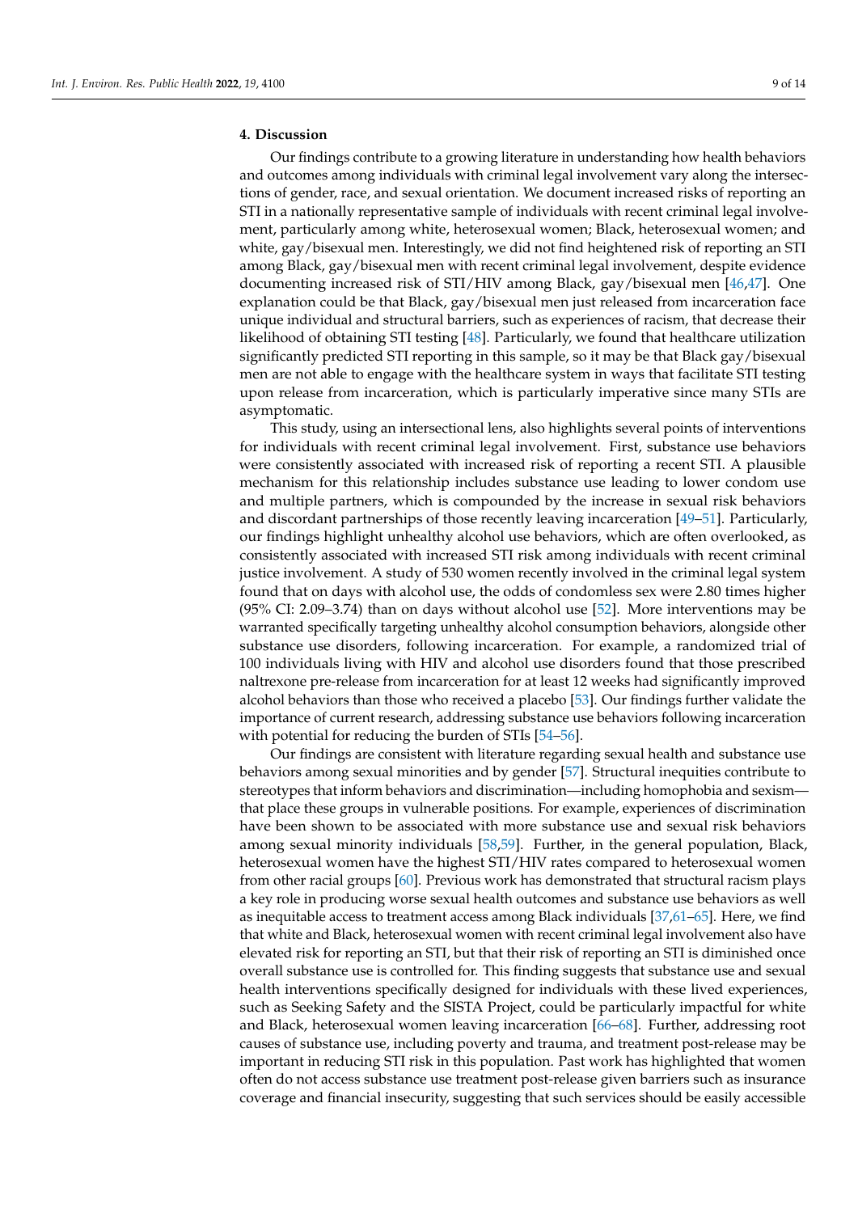## 4. Discussion

Our findings contribute to a growing literature in understanding how health behaviors and outcomes among individuals with criminal legal involvement vary along the intersections of gender, race, and sexual orientation. We document increased risks of reporting an STI in a nationally representative sample of individuals with recent criminal legal involvement, particularly among white, heterosexual women; Black, heterosexual women; and white, gay/bisexual men. Interestingly, we did not find heightened risk of reporting an STI among Black, gay/bisexual men with recent criminal legal involvement, despite evidence documenting increased risk of STI/HIV among Black, gay/bisexual men [46,47]. One explanation could be that Black, gay/bisexual men just released from incarceration face unique individual and structural barriers, such as experiences of racism, that decrease their likelihood of obtaining STI testing [48]. Particularly, we found that healthcare utilization significantly predicted STI reporting in this sample, so it may be that Black gay/bisexual men are not able to engage with the healthcare system in ways that facilitate STI testing upon release from incarceration, which is particularly imperative since many STIs are asymptomatic.

This study, using an intersectional lens, also highlights several points of interventions for individuals with recent criminal legal involvement. First, substance use behaviors were consistently associated with increased risk of reporting a recent STI. A plausible mechanism for this relationship includes substance use leading to lower condom use and multiple partners, which is compounded by the increase in sexual risk behaviors and discordant partnerships of those recently leaving incarceration [49–51]. Particularly, our findings highlight unhealthy alcohol use behaviors, which are often overlooked, as consistently associated with increased STI risk among individuals with recent criminal justice involvement. A study of 530 women recently involved in the criminal legal system found that on days with alcohol use, the odds of condomless sex were 2.80 times higher (95% CI: 2.09–3.74) than on days without alcohol use [52]. More interventions may be warranted specifically targeting unhealthy alcohol consumption behaviors, alongside other substance use disorders, following incarceration. For example, a randomized trial of 100 individuals living with HIV and alcohol use disorders found that those prescribed naltrexone pre-release from incarceration for at least 12 weeks had significantly improved alcohol behaviors than those who received a placebo [53]. Our findings further validate the importance of current research, addressing substance use behaviors following incarceration with potential for reducing the burden of STIs [54–56].

Our findings are consistent with literature regarding sexual health and substance use behaviors among sexual minorities and by gender [57]. Structural inequities contribute to stereotypes that inform behaviors and discrimination—including homophobia and sexism—that place these groups in vulnerable positions. For example, experiences of discrimination have been shown to be associated with more substance use and sexual risk behaviors among sexual minority individuals [58,59]. Further, in the general population, Black, heterosexual women have the highest STI/HIV rates compared to heterosexual women from other racial groups [60]. Previous work has demonstrated that structural racism plays a key role in producing worse sexual health outcomes and substance use behaviors as well as inequitable access to treatment access among Black individuals [37,61–65]. Here, we find that white and Black, heterosexual women with recent criminal legal involvement also have elevated risk for reporting an STI, but that their risk of reporting an STI is diminished once overall substance use is controlled for. This finding suggests that substance use and sexual health interventions specifically designed for individuals with these lived experiences, such as Seeking Safety and the SISTA Project, could be particularly impactful for white and Black, heterosexual women leaving incarceration [66–68]. Further, addressing root causes of substance use, including poverty and trauma, and treatment post-release may be important in reducing STI risk in this population. Past work has highlighted that women often do not access substance use treatment post-release given barriers such as insurance coverage and financial insecurity, suggesting that such services should be easily accessible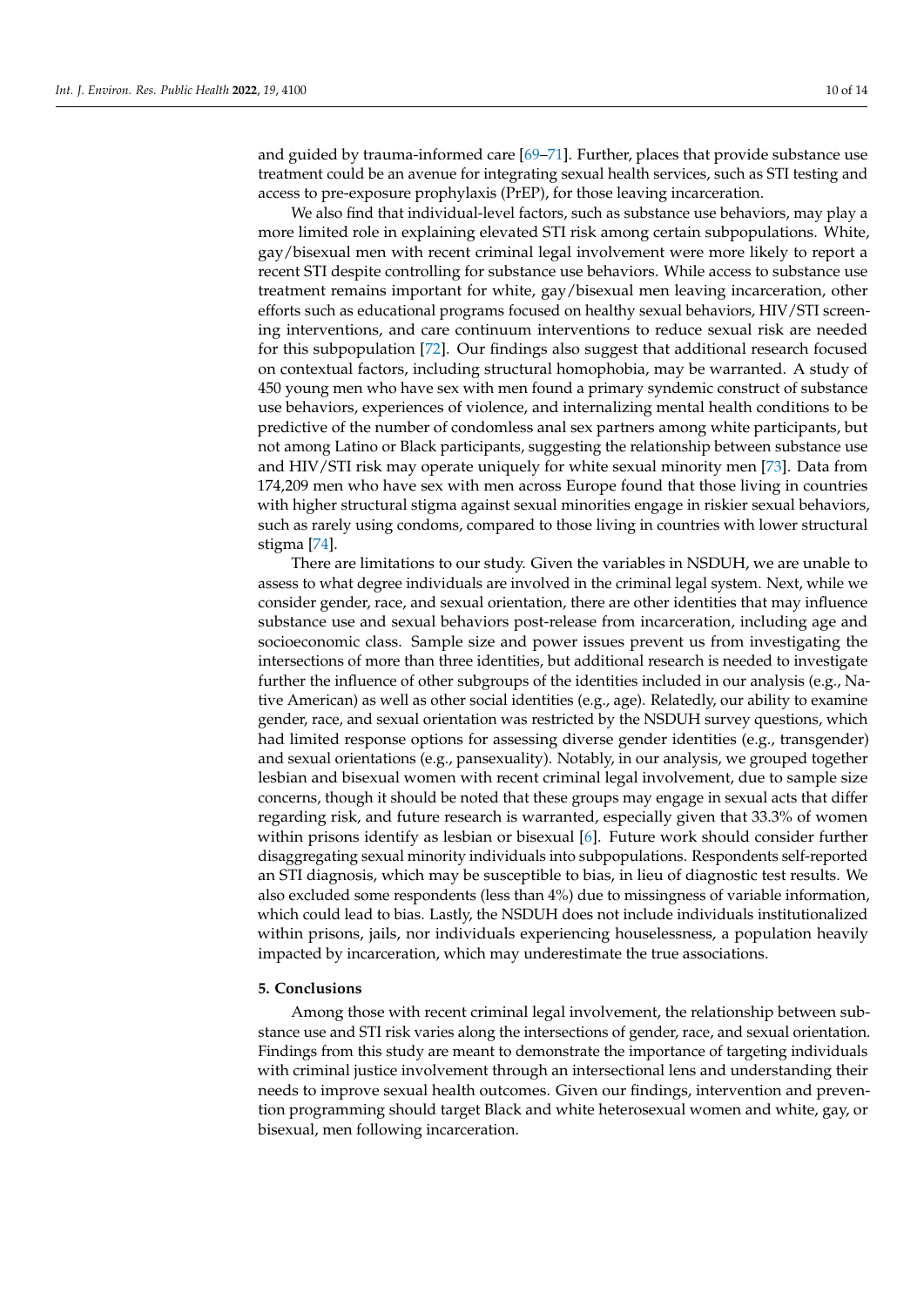and guided by trauma-informed care [69–71]. Further, places that provide substance use treatment could be an avenue for integrating sexual health services, such as STI testing and access to pre-exposure prophylaxis (PrEP), for those leaving incarceration.

We also find that individual-level factors, such as substance use behaviors, may play a more limited role in explaining elevated STI risk among certain subpopulations. White, gay/bisexual men with recent criminal legal involvement were more likely to report a recent STI despite controlling for substance use behaviors. While access to substance use treatment remains important for white, gay/bisexual men leaving incarceration, other efforts such as educational programs focused on healthy sexual behaviors, HIV/STI screening interventions, and care continuum interventions to reduce sexual risk are needed for this subpopulation [72]. Our findings also suggest that additional research focused on contextual factors, including structural homophobia, may be warranted. A study of 450 young men who have sex with men found a primary syndemic construct of substance use behaviors, experiences of violence, and internalizing mental health conditions to be predictive of the number of condomless anal sex partners among white participants, but not among Latino or Black participants, suggesting the relationship between substance use and HIV/STI risk may operate uniquely for white sexual minority men [73]. Data from 174,209 men who have sex with men across Europe found that those living in countries with higher structural stigma against sexual minorities engage in riskier sexual behaviors, such as rarely using condoms, compared to those living in countries with lower structural stigma [74].

There are limitations to our study. Given the variables in NSDUH, we are unable to assess to what degree individuals are involved in the criminal legal system. Next, while we consider gender, race, and sexual orientation, there are other identities that may influence substance use and sexual behaviors post-release from incarceration, including age and socioeconomic class. Sample size and power issues prevent us from investigating the intersections of more than three identities, but additional research is needed to investigate further the influence of other subgroups of the identities included in our analysis (e.g., Native American) as well as other social identities (e.g., age). Relatedly, our ability to examine gender, race, and sexual orientation was restricted by the NSDUH survey questions, which had limited response options for assessing diverse gender identities (e.g., transgender) and sexual orientations (e.g., pansexuality). Notably, in our analysis, we grouped together lesbian and bisexual women with recent criminal legal involvement, due to sample size concerns, though it should be noted that these groups may engage in sexual acts that differ regarding risk, and future research is warranted, especially given that 33.3% of women within prisons identify as lesbian or bisexual [6]. Future work should consider further disaggregating sexual minority individuals into subpopulations. Respondents self-reported an STI diagnosis, which may be susceptible to bias, in lieu of diagnostic test results. We also excluded some respondents (less than 4%) due to missingness of variable information, which could lead to bias. Lastly, the NSDUH does not include individuals institutionalized within prisons, jails, nor individuals experiencing houselessness, a population heavily impacted by incarceration, which may underestimate the true associations.

## 5. Conclusions

Among those with recent criminal legal involvement, the relationship between substance use and STI risk varies along the intersections of gender, race, and sexual orientation. Findings from this study are meant to demonstrate the importance of targeting individuals with criminal justice involvement through an intersectional lens and understanding their needs to improve sexual health outcomes. Given our findings, intervention and prevention programming should target Black and white heterosexual women and white, gay, or bisexual, men following incarceration.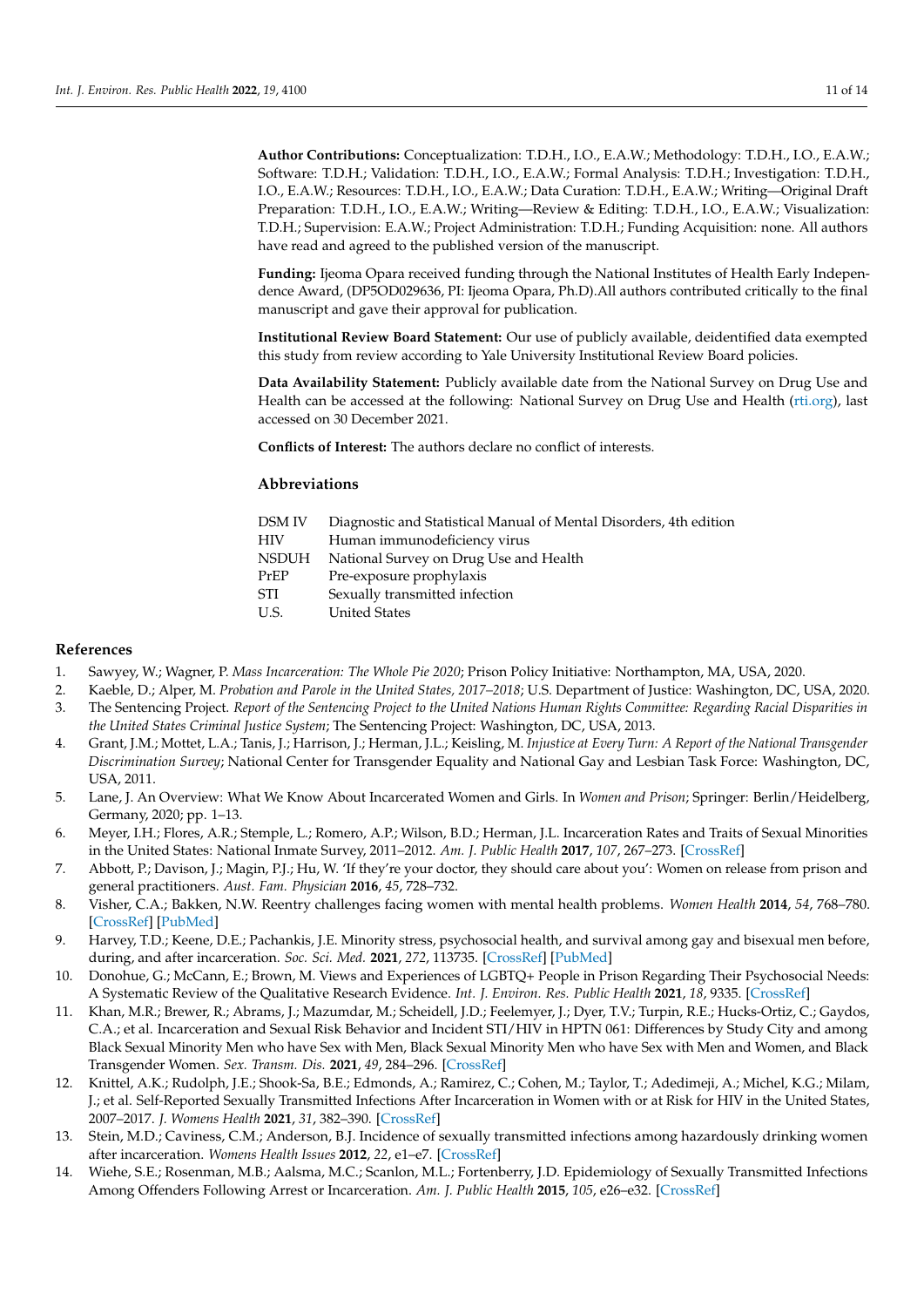**Author Contributions:** Conceptualization: T.D.H., I.O., E.A.W.; Methodology: T.D.H., I.O., E.A.W.; Software: T.D.H.; Validation: T.D.H., I.O., E.A.W.; Formal Analysis: T.D.H.; Investigation: T.D.H., I.O., E.A.W.; Resources: T.D.H., I.O., E.A.W.; Data Curation: T.D.H., E.A.W.; Writing—Original Draft Preparation: T.D.H., I.O., E.A.W.; Writing—Review & Editing: T.D.H., I.O., E.A.W.; Visualization: T.D.H.; Supervision: E.A.W.; Project Administration: T.D.H.; Funding Acquisition: none. All authors have read and agreed to the published version of the manuscript.

**Funding:** Ijeoma Opara received funding through the National Institutes of Health Early Independence Award, (DP5OD029636, PI: Ijeoma Opara, Ph.D).All authors contributed critically to the final manuscript and gave their approval for publication.

**Institutional Review Board Statement:** Our use of publicly available, deidentified data exempted this study from review according to Yale University Institutional Review Board policies.

**Data Availability Statement:** Publicly available date from the National Survey on Drug Use and Health can be accessed at the following: National Survey on Drug Use and Health (rti.org), last accessed on 30 December 2021.

**Conflicts of Interest:** The authors declare no conflict of interests.

## Abbreviations

| | |
|---|---|
| DSM IV | Diagnostic and Statistical Manual of Mental Disorders, 4th edition |
| HIV | Human immunodeficiency virus |
| NSDUH | National Survey on Drug Use and Health |
| PrEP | Pre-exposure prophylaxis |
| STI | Sexually transmitted infection |
| U.S. | United States |

## References

1. Sawyey, W.; Wagner, P. *Mass Incarceration: The Whole Pie 2020*; Prison Policy Initiative: Northampton, MA, USA, 2020.
2. Kaeble, D.; Alper, M. *Probation and Parole in the United States, 2017–2018*; U.S. Department of Justice: Washington, DC, USA, 2020.
3. The Sentencing Project. *Report of the Sentencing Project to the United Nations Human Rights Committee: Regarding Racial Disparities in the United States Criminal Justice System*; The Sentencing Project: Washington, DC, USA, 2013.
4. Grant, J.M.; Mottet, L.A.; Tanis, J.; Harrison, J.; Herman, J.L.; Keisling, M. *Injustice at Every Turn: A Report of the National Transgender Discrimination Survey*; National Center for Transgender Equality and National Gay and Lesbian Task Force: Washington, DC, USA, 2011.
5. Lane, J. An Overview: What We Know About Incarcerated Women and Girls. In *Women and Prison*; Springer: Berlin/Heidelberg, Germany, 2020; pp. 1–13.
6. Meyer, I.H.; Flores, A.R.; Stemple, L.; Romero, A.P.; Wilson, B.D.; Herman, J.L. Incarceration Rates and Traits of Sexual Minorities in the United States: National Inmate Survey, 2011–2012. *Am. J. Public Health* **2017**, *107*, 267–273. [CrossRef]
7. Abbott, P.; Davison, J.; Magin, P.J.; Hu, W. 'If they're your doctor, they should care about you': Women on release from prison and general practitioners. *Aust. Fam. Physician* **2016**, *45*, 728–732.
8. Visher, C.A.; Bakken, N.W. Reentry challenges facing women with mental health problems. *Women Health* **2014**, *54*, 768–780. [CrossRef] [PubMed]
9. Harvey, T.D.; Keene, D.E.; Pachankis, J.E. Minority stress, psychosocial health, and survival among gay and bisexual men before, during, and after incarceration. *Soc. Sci. Med.* **2021**, *272*, 113735. [CrossRef] [PubMed]
10. Donohue, G.; McCann, E.; Brown, M. Views and Experiences of LGBTQ+ People in Prison Regarding Their Psychosocial Needs: A Systematic Review of the Qualitative Research Evidence. *Int. J. Environ. Res. Public Health* **2021**, *18*, 9335. [CrossRef]
11. Khan, M.R.; Brewer, R.; Abrams, J.; Mazumdar, M.; Scheidell, J.D.; Feelemyer, J.; Dyer, T.V.; Turpin, R.E.; Hucks-Ortiz, C.; Gaydos, C.A.; et al. Incarceration and Sexual Risk Behavior and Incident STI/HIV in HPTN 061: Differences by Study City and among Black Sexual Minority Men who have Sex with Men, Black Sexual Minority Men who have Sex with Men and Women, and Black Transgender Women. *Sex. Transm. Dis.* **2021**, *49*, 284–296. [CrossRef]
12. Knittel, A.K.; Rudolph, J.E.; Shook-Sa, B.E.; Edmonds, A.; Ramirez, C.; Cohen, M.; Taylor, T.; Adedimeji, A.; Michel, K.G.; Milam, J.; et al. Self-Reported Sexually Transmitted Infections After Incarceration in Women with or at Risk for HIV in the United States, 2007–2017. *J. Womens Health* **2021**, *31*, 382–390. [CrossRef]
13. Stein, M.D.; Caviness, C.M.; Anderson, B.J. Incidence of sexually transmitted infections among hazardously drinking women after incarceration. *Womens Health Issues* **2012**, *22*, e1–e7. [CrossRef]
14. Wiehe, S.E.; Rosenman, M.B.; Aalsma, M.C.; Scanlon, M.L.; Fortenberry, J.D. Epidemiology of Sexually Transmitted Infections Among Offenders Following Arrest or Incarceration. *Am. J. Public Health* **2015**, *105*, e26–e32. [CrossRef]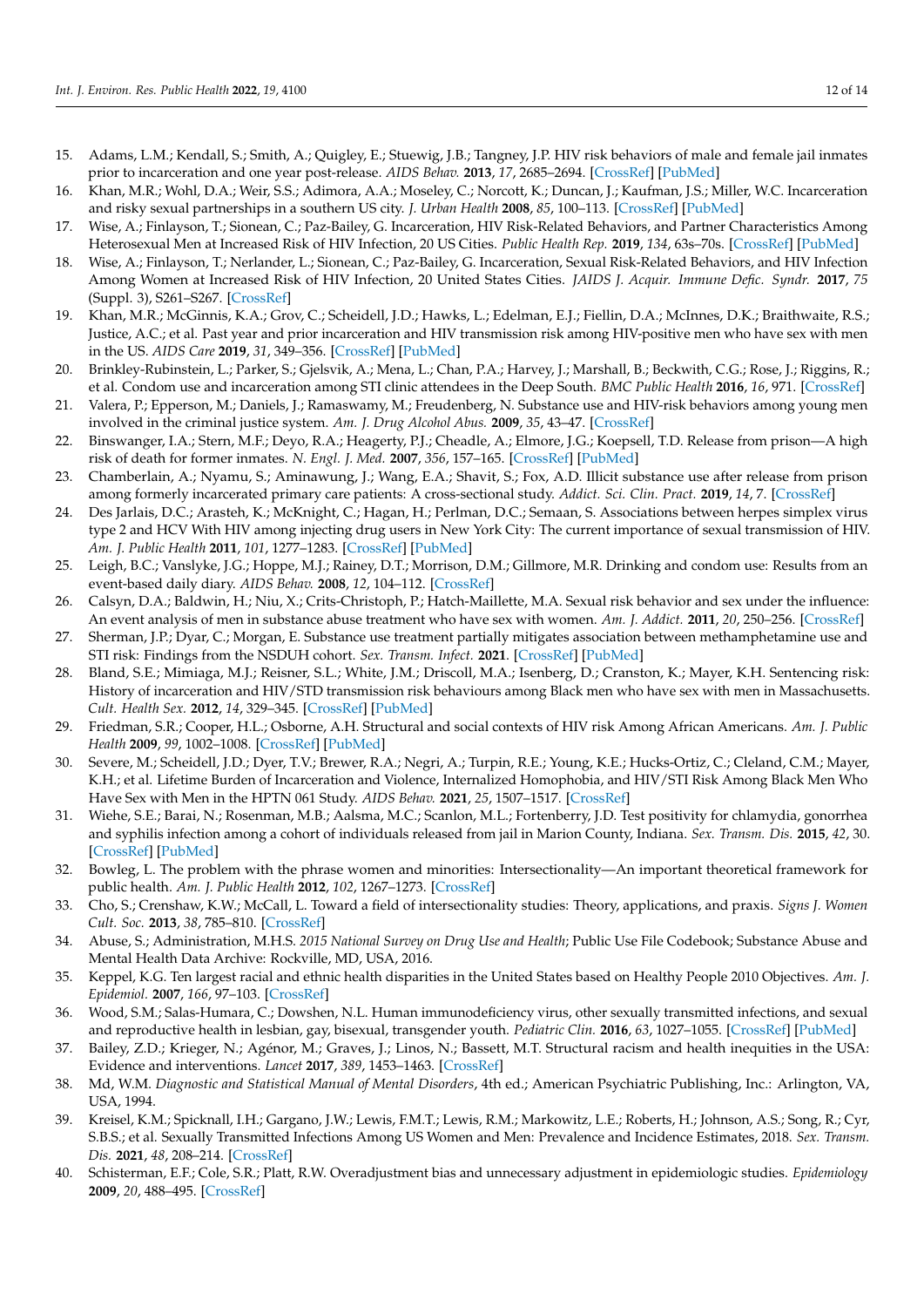15. Adams, L.M.; Kendall, S.; Smith, A.; Quigley, E.; Stuewig, J.B.; Tangney, J.P. HIV risk behaviors of male and female jail inmates prior to incarceration and one year post-release. *AIDS Behav.* **2013**, *17*, 2685–2694. [CrossRef] [PubMed]
16. Khan, M.R.; Wohl, D.A.; Weir, S.S.; Adimora, A.A.; Moseley, C.; Norcott, K.; Duncan, J.; Kaufman, J.S.; Miller, W.C. Incarceration and risky sexual partnerships in a southern US city. *J. Urban Health* **2008**, *85*, 100–113. [CrossRef] [PubMed]
17. Wise, A.; Finlayson, T.; Sionean, C.; Paz-Bailey, G. Incarceration, HIV Risk-Related Behaviors, and Partner Characteristics Among Heterosexual Men at Increased Risk of HIV Infection, 20 US Cities. *Public Health Rep.* **2019**, *134*, 63s–70s. [CrossRef] [PubMed]
18. Wise, A.; Finlayson, T.; Nerlander, L.; Sionean, C.; Paz-Bailey, G. Incarceration, Sexual Risk-Related Behaviors, and HIV Infection Among Women at Increased Risk of HIV Infection, 20 United States Cities. *JAIDS J. Acquir. Immune Defic. Syndr.* **2017**, *75* (Suppl. 3), S261–S267. [CrossRef]
19. Khan, M.R.; McGinnis, K.A.; Grov, C.; Scheidell, J.D.; Hawks, L.; Edelman, E.J.; Fiellin, D.A.; McInnes, D.K.; Braithwaite, R.S.; Justice, A.C.; et al. Past year and prior incarceration and HIV transmission risk among HIV-positive men who have sex with men in the US. *AIDS Care* **2019**, *31*, 349–356. [CrossRef] [PubMed]
20. Brinkley-Rubinstein, L.; Parker, S.; Gjelsvik, A.; Mena, L.; Chan, P.A.; Harvey, J.; Marshall, B.; Beckwith, C.G.; Rose, J.; Riggins, R.; et al. Condom use and incarceration among STI clinic attendees in the Deep South. *BMC Public Health* **2016**, *16*, 971. [CrossRef]
21. Valera, P.; Epperson, M.; Daniels, J.; Ramaswamy, M.; Freudenberg, N. Substance use and HIV-risk behaviors among young men involved in the criminal justice system. *Am. J. Drug Alcohol Abus.* **2009**, *35*, 43–47. [CrossRef]
22. Binswanger, I.A.; Stern, M.F.; Deyo, R.A.; Heagerty, P.J.; Cheadle, A.; Elmore, J.G.; Koepsell, T.D. Release from prison—A high risk of death for former inmates. *N. Engl. J. Med.* **2007**, *356*, 157–165. [CrossRef] [PubMed]
23. Chamberlain, A.; Nyamu, S.; Aminawung, J.; Wang, E.A.; Shavit, S.; Fox, A.D. Illicit substance use after release from prison among formerly incarcerated primary care patients: A cross-sectional study. *Addict. Sci. Clin. Pract.* **2019**, *14*, 7. [CrossRef]
24. Des Jarlais, D.C.; Arasteh, K.; McKnight, C.; Hagan, H.; Perlman, D.C.; Semaan, S. Associations between herpes simplex virus type 2 and HCV With HIV among injecting drug users in New York City: The current importance of sexual transmission of HIV. *Am. J. Public Health* **2011**, *101*, 1277–1283. [CrossRef] [PubMed]
25. Leigh, B.C.; Vanslyke, J.G.; Hoppe, M.J.; Rainey, D.T.; Morrison, D.M.; Gillmore, M.R. Drinking and condom use: Results from an event-based daily diary. *AIDS Behav.* **2008**, *12*, 104–112. [CrossRef]
26. Calsyn, D.A.; Baldwin, H.; Niu, X.; Crits-Christoph, P.; Hatch-Maillette, M.A. Sexual risk behavior and sex under the influence: An event analysis of men in substance abuse treatment who have sex with women. *Am. J. Addict.* **2011**, *20*, 250–256. [CrossRef]
27. Sherman, J.P.; Dyar, C.; Morgan, E. Substance use treatment partially mitigates association between methamphetamine use and STI risk: Findings from the NSDUH cohort. *Sex. Transm. Infect.* **2021**. [CrossRef] [PubMed]
28. Bland, S.E.; Mimiaga, M.J.; Reisner, S.L.; White, J.M.; Driscoll, M.A.; Isenberg, D.; Cranston, K.; Mayer, K.H. Sentencing risk: History of incarceration and HIV/STD transmission risk behaviours among Black men who have sex with men in Massachusetts. *Cult. Health Sex.* **2012**, *14*, 329–345. [CrossRef] [PubMed]
29. Friedman, S.R.; Cooper, H.L.; Osborne, A.H. Structural and social contexts of HIV risk Among African Americans. *Am. J. Public Health* **2009**, *99*, 1002–1008. [CrossRef] [PubMed]
30. Severe, M.; Scheidell, J.D.; Dyer, T.V.; Brewer, R.A.; Negri, A.; Turpin, R.E.; Young, K.E.; Hucks-Ortiz, C.; Cleland, C.M.; Mayer, K.H.; et al. Lifetime Burden of Incarceration and Violence, Internalized Homophobia, and HIV/STI Risk Among Black Men Who Have Sex with Men in the HPTN 061 Study. *AIDS Behav.* **2021**, *25*, 1507–1517. [CrossRef]
31. Wiehe, S.E.; Barai, N.; Rosenman, M.B.; Aalsma, M.C.; Scanlon, M.L.; Fortenberry, J.D. Test positivity for chlamydia, gonorrhea and syphilis infection among a cohort of individuals released from jail in Marion County, Indiana. *Sex. Transm. Dis.* **2015**, *42*, 30. [CrossRef] [PubMed]
32. Bowleg, L. The problem with the phrase women and minorities: Intersectionality—An important theoretical framework for public health. *Am. J. Public Health* **2012**, *102*, 1267–1273. [CrossRef]
33. Cho, S.; Crenshaw, K.W.; McCall, L. Toward a field of intersectionality studies: Theory, applications, and praxis. *Signs J. Women Cult. Soc.* **2013**, *38*, 785–810. [CrossRef]
34. Abuse, S.; Administration, M.H.S. *2015 National Survey on Drug Use and Health*; Public Use File Codebook; Substance Abuse and Mental Health Data Archive: Rockville, MD, USA, 2016.
35. Keppel, K.G. Ten largest racial and ethnic health disparities in the United States based on Healthy People 2010 Objectives. *Am. J. Epidemiol.* **2007**, *166*, 97–103. [CrossRef]
36. Wood, S.M.; Salas-Humara, C.; Dowshen, N.L. Human immunodeficiency virus, other sexually transmitted infections, and sexual and reproductive health in lesbian, gay, bisexual, transgender youth. *Pediatric Clin.* **2016**, *63*, 1027–1055. [CrossRef] [PubMed]
37. Bailey, Z.D.; Krieger, N.; Agénor, M.; Graves, J.; Linos, N.; Bassett, M.T. Structural racism and health inequities in the USA: Evidence and interventions. *Lancet* **2017**, *389*, 1453–1463. [CrossRef]
38. Md, W.M. *Diagnostic and Statistical Manual of Mental Disorders*, 4th ed.; American Psychiatric Publishing, Inc.: Arlington, VA, USA, 1994.
39. Kreisel, K.M.; Spicknall, I.H.; Gargano, J.W.; Lewis, F.M.T.; Lewis, R.M.; Markowitz, L.E.; Roberts, H.; Johnson, A.S.; Song, R.; Cyr, S.B.S.; et al. Sexually Transmitted Infections Among US Women and Men: Prevalence and Incidence Estimates, 2018. *Sex. Transm. Dis.* **2021**, *48*, 208–214. [CrossRef]
40. Schisterman, E.F.; Cole, S.R.; Platt, R.W. Overadjustment bias and unnecessary adjustment in epidemiologic studies. *Epidemiology* **2009**, *20*, 488–495. [CrossRef]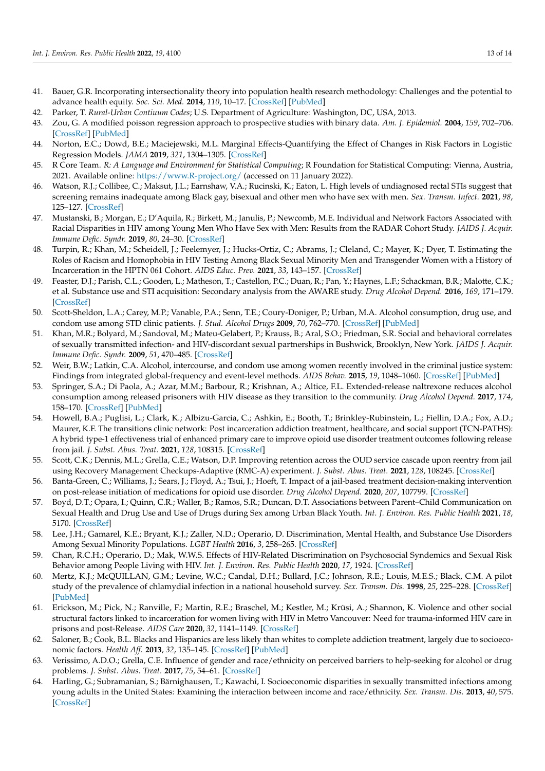41. Bauer, G.R. Incorporating intersectionality theory into population health research methodology: Challenges and the potential to advance health equity. *Soc. Sci. Med.* **2014**, *110*, 10–17. [CrossRef] [PubMed]
42. Parker, T. *Rural-Urban Contiuum Codes*; U.S. Department of Agriculture: Washington, DC, USA, 2013.
43. Zou, G. A modified poisson regression approach to prospective studies with binary data. *Am. J. Epidemiol.* **2004**, *159*, 702–706. [CrossRef] [PubMed]
44. Norton, E.C.; Dowd, B.E.; Maciejewski, M.L. Marginal Effects-Quantifying the Effect of Changes in Risk Factors in Logistic Regression Models. *JAMA* **2019**, *321*, 1304–1305. [CrossRef]
45. R Core Team. *R: A Language and Environment for Statistical Computing*; R Foundation for Statistical Computing: Vienna, Austria, 2021. Available online: https://www.R-project.org/ (accessed on 11 January 2022).
46. Watson, R.J.; Collibee, C.; Maksut, J.L.; Earnshaw, V.A.; Rucinski, K.; Eaton, L. High levels of undiagnosed rectal STIs suggest that screening remains inadequate among Black gay, bisexual and other men who have sex with men. *Sex. Transm. Infect.* **2021**, *98*, 125–127. [CrossRef]
47. Mustanski, B.; Morgan, E.; D'Aquila, R.; Birkett, M.; Janulis, P.; Newcomb, M.E. Individual and Network Factors Associated with Racial Disparities in HIV among Young Men Who Have Sex with Men: Results from the RADAR Cohort Study. *JAIDS J. Acquir. Immune Defic. Syndr.* **2019**, *80*, 24–30. [CrossRef]
48. Turpin, R.; Khan, M.; Scheidell, J.; Feelemyer, J.; Hucks-Ortiz, C.; Abrams, J.; Cleland, C.; Mayer, K.; Dyer, T. Estimating the Roles of Racism and Homophobia in HIV Testing Among Black Sexual Minority Men and Transgender Women with a History of Incarceration in the HPTN 061 Cohort. *AIDS Educ. Prev.* **2021**, *33*, 143–157. [CrossRef]
49. Feaster, D.J.; Parish, C.L.; Gooden, L.; Matheson, T.; Castellon, P.C.; Duan, R.; Pan, Y.; Haynes, L.F.; Schackman, B.R.; Malotte, C.K.; et al. Substance use and STI acquisition: Secondary analysis from the AWARE study. *Drug Alcohol Depend.* **2016**, *169*, 171–179. [CrossRef]
50. Scott-Sheldon, L.A.; Carey, M.P.; Vanable, P.A.; Senn, T.E.; Coury-Doniger, P.; Urban, M.A. Alcohol consumption, drug use, and condom use among STD clinic patients. *J. Stud. Alcohol Drugs* **2009**, *70*, 762–770. [CrossRef] [PubMed]
51. Khan, M.R.; Bolyard, M.; Sandoval, M.; Mateu-Gelabert, P.; Krauss, B.; Aral, S.O.; Friedman, S.R. Social and behavioral correlates of sexually transmitted infection- and HIV-discordant sexual partnerships in Bushwick, Brooklyn, New York. *JAIDS J. Acquir. Immune Defic. Syndr.* **2009**, *51*, 470–485. [CrossRef]
52. Weir, B.W.; Latkin, C.A. Alcohol, intercourse, and condom use among women recently involved in the criminal justice system: Findings from integrated global-frequency and event-level methods. *AIDS Behav.* **2015**, *19*, 1048–1060. [CrossRef] [PubMed]
53. Springer, S.A.; Di Paola, A.; Azar, M.M.; Barbour, R.; Krishnan, A.; Altice, F.L. Extended-release naltrexone reduces alcohol consumption among released prisoners with HIV disease as they transition to the community. *Drug Alcohol Depend.* **2017**, *174*, 158–170. [CrossRef] [PubMed]
54. Howell, B.A.; Puglisi, L.; Clark, K.; Albizu-Garcia, C.; Ashkin, E.; Booth, T.; Brinkley-Rubinstein, L.; Fiellin, D.A.; Fox, A.D.; Maurer, K.F. The transitions clinic network: Post incarceration addiction treatment, healthcare, and social support (TCN-PATHS): A hybrid type-1 effectiveness trial of enhanced primary care to improve opioid use disorder treatment outcomes following release from jail. *J. Subst. Abus. Treat.* **2021**, *128*, 108315. [CrossRef]
55. Scott, C.K.; Dennis, M.L.; Grella, C.E.; Watson, D.P. Improving retention across the OUD service cascade upon reentry from jail using Recovery Management Checkups-Adaptive (RMC-A) experiment. *J. Subst. Abus. Treat.* **2021**, *128*, 108245. [CrossRef]
56. Banta-Green, C.; Williams, J.; Sears, J.; Floyd, A.; Tsui, J.; Hoeft, T. Impact of a jail-based treatment decision-making intervention on post-release initiation of medications for opioid use disorder. *Drug Alcohol Depend.* **2020**, *207*, 107799. [CrossRef]
57. Boyd, D.T.; Opara, I.; Quinn, C.R.; Waller, B.; Ramos, S.R.; Duncan, D.T. Associations between Parent–Child Communication on Sexual Health and Drug Use and Use of Drugs during Sex among Urban Black Youth. *Int. J. Environ. Res. Public Health* **2021**, *18*, 5170. [CrossRef]
58. Lee, J.H.; Gamarel, K.E.; Bryant, K.J.; Zaller, N.D.; Operario, D. Discrimination, Mental Health, and Substance Use Disorders Among Sexual Minority Populations. *LGBT Health* **2016**, *3*, 258–265. [CrossRef]
59. Chan, R.C.H.; Operario, D.; Mak, W.W.S. Effects of HIV-Related Discrimination on Psychosocial Syndemics and Sexual Risk Behavior among People Living with HIV. *Int. J. Environ. Res. Public Health* **2020**, *17*, 1924. [CrossRef]
60. Mertz, K.J.; McQUILLAN, G.M.; Levine, W.C.; Candal, D.H.; Bullard, J.C.; Johnson, R.E.; Louis, M.E.S.; Black, C.M. A pilot study of the prevalence of chlamydial infection in a national household survey. *Sex. Transm. Dis.* **1998**, *25*, 225–228. [CrossRef] [PubMed]
61. Erickson, M.; Pick, N.; Ranville, F.; Martin, R.E.; Braschel, M.; Kestler, M.; Krüsi, A.; Shannon, K. Violence and other social structural factors linked to incarceration for women living with HIV in Metro Vancouver: Need for trauma-informed HIV care in prisons and post-Release. *AIDS Care* **2020**, *32*, 1141–1149. [CrossRef]
62. Saloner, B.; Cook, B.L. Blacks and Hispanics are less likely than whites to complete addiction treatment, largely due to socioeconomic factors. *Health Aff.* **2013**, *32*, 135–145. [CrossRef] [PubMed]
63. Verissimo, A.D.O.; Grella, C.E. Influence of gender and race/ethnicity on perceived barriers to help-seeking for alcohol or drug problems. *J. Subst. Abus. Treat.* **2017**, *75*, 54–61. [CrossRef]
64. Harling, G.; Subramanian, S.; Bärnighausen, T.; Kawachi, I. Socioeconomic disparities in sexually transmitted infections among young adults in the United States: Examining the interaction between income and race/ethnicity. *Sex. Transm. Dis.* **2013**, *40*, 575. [CrossRef]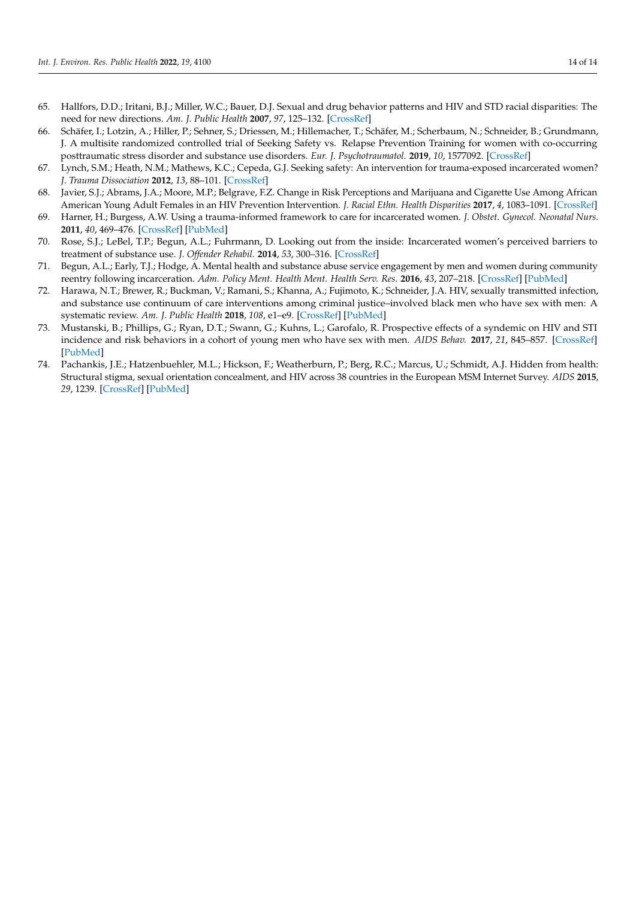65. Hallfors, D.D.; Iritani, B.J.; Miller, W.C.; Bauer, D.J. Sexual and drug behavior patterns and HIV and STD racial disparities: The need for new directions. *Am. J. Public Health* **2007**, *97*, 125–132. [CrossRef]
66. Schäfer, I.; Lotzin, A.; Hiller, P.; Sehner, S.; Driessen, M.; Hillemacher, T.; Schäfer, M.; Scherbaum, N.; Schneider, B.; Grundmann, J. A multisite randomized controlled trial of Seeking Safety vs. Relapse Prevention Training for women with co-occurring posttraumatic stress disorder and substance use disorders. *Eur. J. Psychotraumatol.* **2019**, *10*, 1577092. [CrossRef]
67. Lynch, S.M.; Heath, N.M.; Mathews, K.C.; Cepeda, G.J. Seeking safety: An intervention for trauma-exposed incarcerated women? *J. Trauma Dissociation* **2012**, *13*, 88–101. [CrossRef]
68. Javier, S.J.; Abrams, J.A.; Moore, M.P.; Belgrave, F.Z. Change in Risk Perceptions and Marijuana and Cigarette Use Among African American Young Adult Females in an HIV Prevention Intervention. *J. Racial Ethn. Health Disparities* **2017**, *4*, 1083–1091. [CrossRef]
69. Harner, H.; Burgess, A.W. Using a trauma-informed framework to care for incarcerated women. *J. Obstet. Gynecol. Neonatal Nurs.* **2011**, *40*, 469–476. [CrossRef] [PubMed]
70. Rose, S.J.; LeBel, T.P.; Begun, A.L.; Fuhrmann, D. Looking out from the inside: Incarcerated women's perceived barriers to treatment of substance use. *J. Offender Rehabil.* **2014**, *53*, 300–316. [CrossRef]
71. Begun, A.L.; Early, T.J.; Hodge, A. Mental health and substance abuse service engagement by men and women during community reentry following incarceration. *Adm. Policy Ment. Health Ment. Health Serv. Res.* **2016**, *43*, 207–218. [CrossRef] [PubMed]
72. Harawa, N.T.; Brewer, R.; Buckman, V.; Ramani, S.; Khanna, A.; Fujimoto, K.; Schneider, J.A. HIV, sexually transmitted infection, and substance use continuum of care interventions among criminal justice–involved black men who have sex with men: A systematic review. *Am. J. Public Health* **2018**, *108*, e1–e9. [CrossRef] [PubMed]
73. Mustanski, B.; Phillips, G.; Ryan, D.T.; Swann, G.; Kuhns, L.; Garofalo, R. Prospective effects of a syndemic on HIV and STI incidence and risk behaviors in a cohort of young men who have sex with men. *AIDS Behav.* **2017**, *21*, 845–857. [CrossRef] [PubMed]
74. Pachankis, J.E.; Hatzenbuehler, M.L.; Hickson, F.; Weatherburn, P.; Berg, R.C.; Marcus, U.; Schmidt, A.J. Hidden from health: Structural stigma, sexual orientation concealment, and HIV across 38 countries in the European MSM Internet Survey. *AIDS* **2015**, *29*, 1239. [CrossRef] [PubMed]